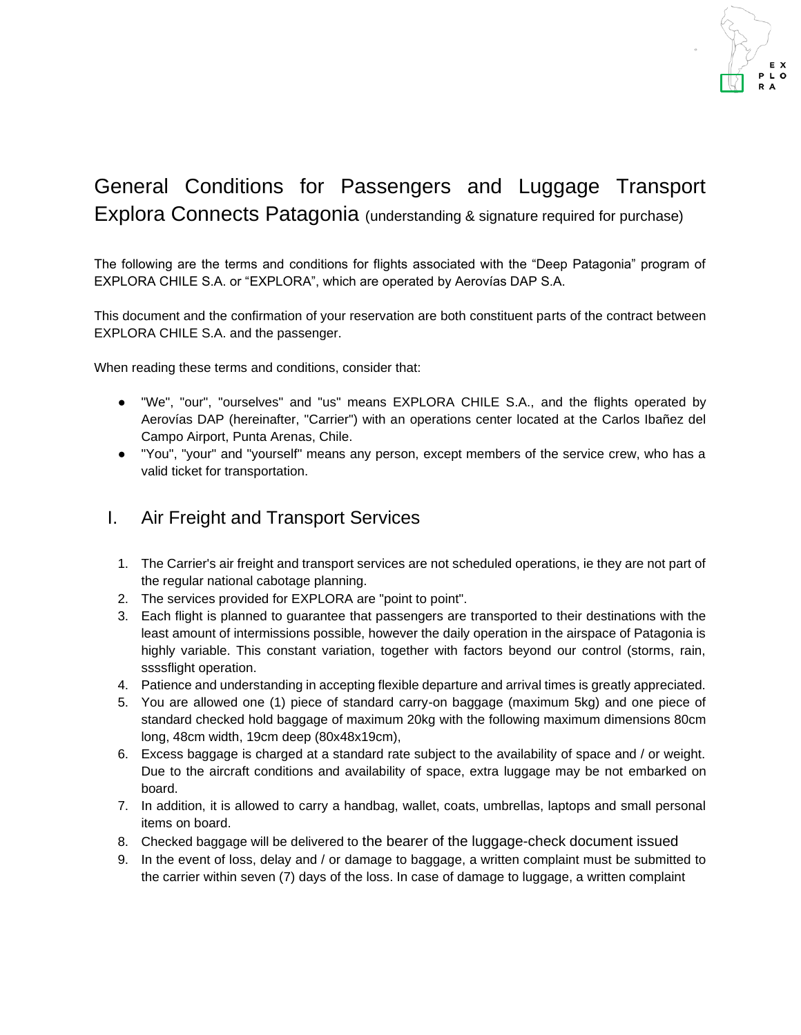# General Conditions for Passengers and Luggage Transport Explora Connects Patagonia (understanding & signature required for purchase)

The following are the terms and conditions for flights associated with the "Deep Patagonia" program of EXPLORA CHILE S.A. or "EXPLORA", which are operated by Aerovías DAP S.A.

This document and the confirmation of your reservation are both constituent parts of the contract between EXPLORA CHILE S.A. and the passenger.

When reading these terms and conditions, consider that:

- "We", "our", "ourselves" and "us" means EXPLORA CHILE S.A., and the flights operated by Aerovías DAP (hereinafter, "Carrier") with an operations center located at the Carlos Ibañez del Campo Airport, Punta Arenas, Chile.
- "You", "your" and "yourself" means any person, except members of the service crew, who has a valid ticket for transportation.

## I. Air Freight and Transport Services

1. The Carrier's air freight and transport services are not scheduled operations, ie they are not part of the regular national cabotage planning.
2. The services provided for EXPLORA are "point to point".
3. Each flight is planned to guarantee that passengers are transported to their destinations with the least amount of intermissions possible, however the daily operation in the airspace of Patagonia is highly variable. This constant variation, together with factors beyond our control (storms, rain, ssssflight operation.
4. Patience and understanding in accepting flexible departure and arrival times is greatly appreciated.
5. You are allowed one (1) piece of standard carry-on baggage (maximum 5kg) and one piece of standard checked hold baggage of maximum 20kg with the following maximum dimensions 80cm long, 48cm width, 19cm deep (80x48x19cm),
6. Excess baggage is charged at a standard rate subject to the availability of space and / or weight. Due to the aircraft conditions and availability of space, extra luggage may be not embarked on board.
7. In addition, it is allowed to carry a handbag, wallet, coats, umbrellas, laptops and small personal items on board.
8. Checked baggage will be delivered to the bearer of the luggage-check document issued
9. In the event of loss, delay and / or damage to baggage, a written complaint must be submitted to the carrier within seven (7) days of the loss. In case of damage to luggage, a written complaint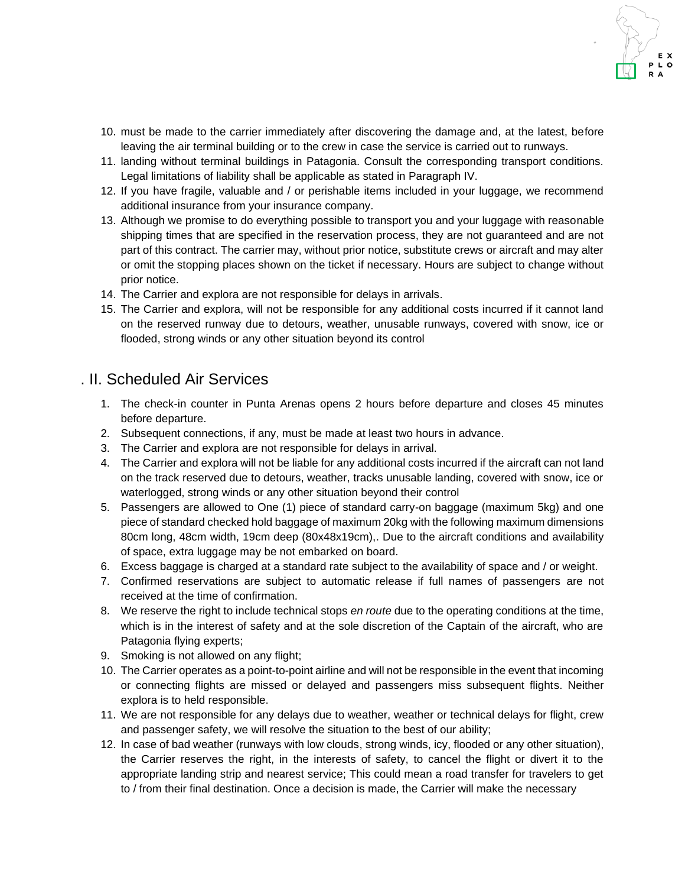10. must be made to the carrier immediately after discovering the damage and, at the latest, before leaving the air terminal building or to the crew in case the service is carried out to runways.
11. landing without terminal buildings in Patagonia. Consult the corresponding transport conditions. Legal limitations of liability shall be applicable as stated in Paragraph IV.
12. If you have fragile, valuable and / or perishable items included in your luggage, we recommend additional insurance from your insurance company.
13. Although we promise to do everything possible to transport you and your luggage with reasonable shipping times that are specified in the reservation process, they are not guaranteed and are not part of this contract. The carrier may, without prior notice, substitute crews or aircraft and may alter or omit the stopping places shown on the ticket if necessary. Hours are subject to change without prior notice.
14. The Carrier and explora are not responsible for delays in arrivals.
15. The Carrier and explora, will not be responsible for any additional costs incurred if it cannot land on the reserved runway due to detours, weather, unusable runways, covered with snow, ice or flooded, strong winds or any other situation beyond its control

## . II. Scheduled Air Services

1. The check-in counter in Punta Arenas opens 2 hours before departure and closes 45 minutes before departure.
2. Subsequent connections, if any, must be made at least two hours in advance.
3. The Carrier and explora are not responsible for delays in arrival.
4. The Carrier and explora will not be liable for any additional costs incurred if the aircraft can not land on the track reserved due to detours, weather, tracks unusable landing, covered with snow, ice or waterlogged, strong winds or any other situation beyond their control
5. Passengers are allowed to One (1) piece of standard carry-on baggage (maximum 5kg) and one piece of standard checked hold baggage of maximum 20kg with the following maximum dimensions 80cm long, 48cm width, 19cm deep (80x48x19cm),. Due to the aircraft conditions and availability of space, extra luggage may be not embarked on board.
6. Excess baggage is charged at a standard rate subject to the availability of space and / or weight.
7. Confirmed reservations are subject to automatic release if full names of passengers are not received at the time of confirmation.
8. We reserve the right to include technical stops *en route* due to the operating conditions at the time, which is in the interest of safety and at the sole discretion of the Captain of the aircraft, who are Patagonia flying experts;
9. Smoking is not allowed on any flight;
10. The Carrier operates as a point-to-point airline and will not be responsible in the event that incoming or connecting flights are missed or delayed and passengers miss subsequent flights. Neither explora is to held responsible.
11. We are not responsible for any delays due to weather, weather or technical delays for flight, crew and passenger safety, we will resolve the situation to the best of our ability;
12. In case of bad weather (runways with low clouds, strong winds, icy, flooded or any other situation), the Carrier reserves the right, in the interests of safety, to cancel the flight or divert it to the appropriate landing strip and nearest service; This could mean a road transfer for travelers to get to / from their final destination. Once a decision is made, the Carrier will make the necessary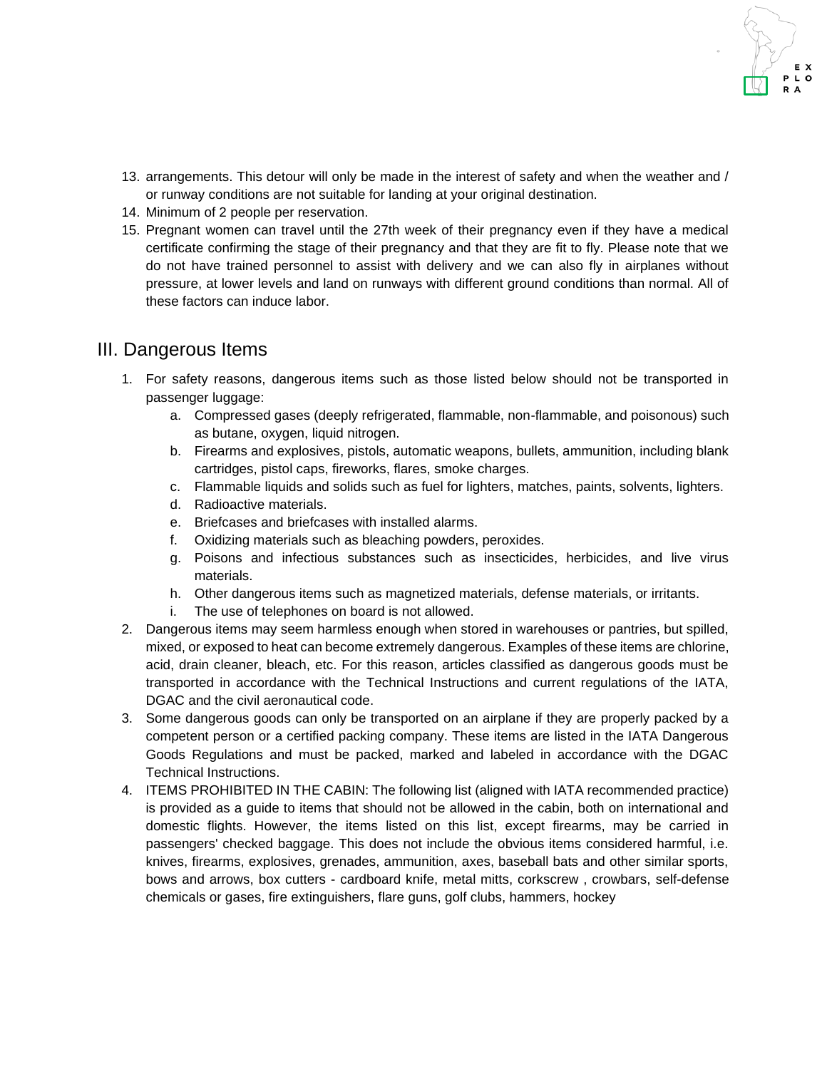13. arrangements. This detour will only be made in the interest of safety and when the weather and / or runway conditions are not suitable for landing at your original destination.
14. Minimum of 2 people per reservation.
15. Pregnant women can travel until the 27th week of their pregnancy even if they have a medical certificate confirming the stage of their pregnancy and that they are fit to fly. Please note that we do not have trained personnel to assist with delivery and we can also fly in airplanes without pressure, at lower levels and land on runways with different ground conditions than normal. All of these factors can induce labor.

## III. Dangerous Items

1. For safety reasons, dangerous items such as those listed below should not be transported in passenger luggage:
   a. Compressed gases (deeply refrigerated, flammable, non-flammable, and poisonous) such as butane, oxygen, liquid nitrogen.
   b. Firearms and explosives, pistols, automatic weapons, bullets, ammunition, including blank cartridges, pistol caps, fireworks, flares, smoke charges.
   c. Flammable liquids and solids such as fuel for lighters, matches, paints, solvents, lighters.
   d. Radioactive materials.
   e. Briefcases and briefcases with installed alarms.
   f. Oxidizing materials such as bleaching powders, peroxides.
   g. Poisons and infectious substances such as insecticides, herbicides, and live virus materials.
   h. Other dangerous items such as magnetized materials, defense materials, or irritants.
   i. The use of telephones on board is not allowed.
2. Dangerous items may seem harmless enough when stored in warehouses or pantries, but spilled, mixed, or exposed to heat can become extremely dangerous. Examples of these items are chlorine, acid, drain cleaner, bleach, etc. For this reason, articles classified as dangerous goods must be transported in accordance with the Technical Instructions and current regulations of the IATA, DGAC and the civil aeronautical code.
3. Some dangerous goods can only be transported on an airplane if they are properly packed by a competent person or a certified packing company. These items are listed in the IATA Dangerous Goods Regulations and must be packed, marked and labeled in accordance with the DGAC Technical Instructions.
4. ITEMS PROHIBITED IN THE CABIN: The following list (aligned with IATA recommended practice) is provided as a guide to items that should not be allowed in the cabin, both on international and domestic flights. However, the items listed on this list, except firearms, may be carried in passengers' checked baggage. This does not include the obvious items considered harmful, i.e. knives, firearms, explosives, grenades, ammunition, axes, baseball bats and other similar sports, bows and arrows, box cutters - cardboard knife, metal mitts, corkscrew , crowbars, self-defense chemicals or gases, fire extinguishers, flare guns, golf clubs, hammers, hockey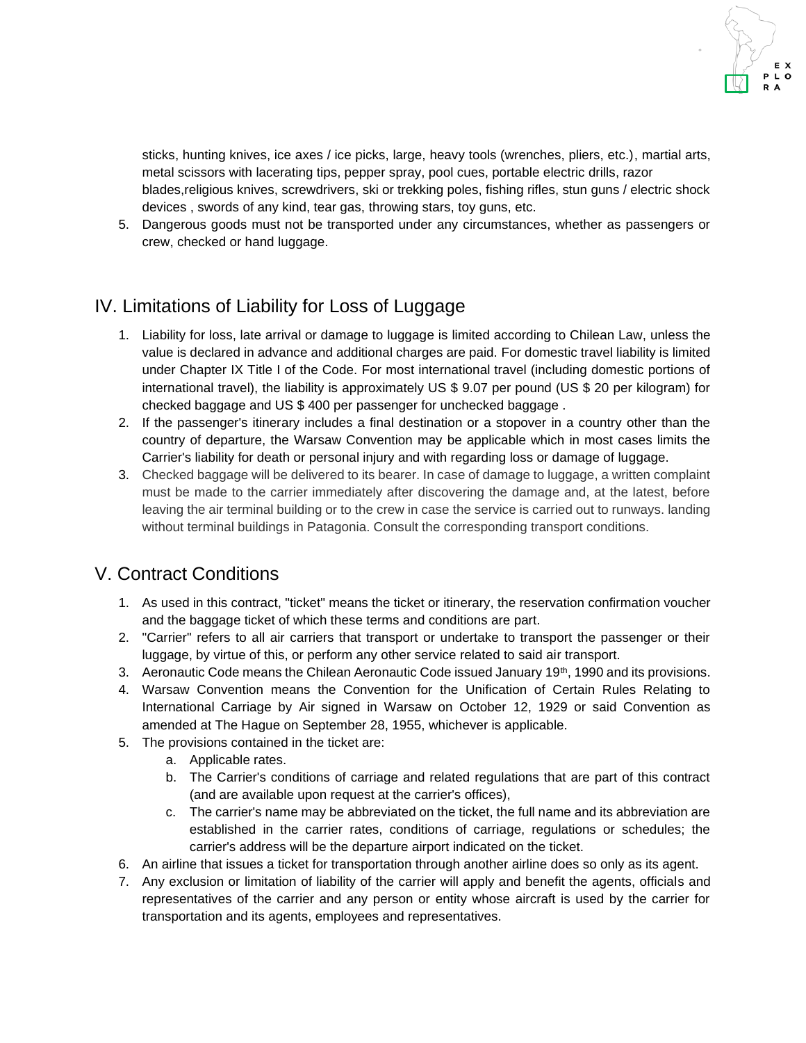sticks, hunting knives, ice axes / ice picks, large, heavy tools (wrenches, pliers, etc.), martial arts, metal scissors with lacerating tips, pepper spray, pool cues, portable electric drills, razor blades,religious knives, screwdrivers, ski or trekking poles, fishing rifles, stun guns / electric shock devices , swords of any kind, tear gas, throwing stars, toy guns, etc.

5. Dangerous goods must not be transported under any circumstances, whether as passengers or crew, checked or hand luggage.

## IV. Limitations of Liability for Loss of Luggage

1. Liability for loss, late arrival or damage to luggage is limited according to Chilean Law, unless the value is declared in advance and additional charges are paid. For domestic travel liability is limited under Chapter IX Title I of the Code. For most international travel (including domestic portions of international travel), the liability is approximately US $ 9.07 per pound (US $ 20 per kilogram) for checked baggage and US $ 400 per passenger for unchecked baggage .
2. If the passenger's itinerary includes a final destination or a stopover in a country other than the country of departure, the Warsaw Convention may be applicable which in most cases limits the Carrier's liability for death or personal injury and with regarding loss or damage of luggage.
3. Checked baggage will be delivered to its bearer. In case of damage to luggage, a written complaint must be made to the carrier immediately after discovering the damage and, at the latest, before leaving the air terminal building or to the crew in case the service is carried out to runways. landing without terminal buildings in Patagonia. Consult the corresponding transport conditions.

## V. Contract Conditions

1. As used in this contract, "ticket" means the ticket or itinerary, the reservation confirmation voucher and the baggage ticket of which these terms and conditions are part.
2. "Carrier" refers to all air carriers that transport or undertake to transport the passenger or their luggage, by virtue of this, or perform any other service related to said air transport.
3. Aeronautic Code means the Chilean Aeronautic Code issued January 19th, 1990 and its provisions.
4. Warsaw Convention means the Convention for the Unification of Certain Rules Relating to International Carriage by Air signed in Warsaw on October 12, 1929 or said Convention as amended at The Hague on September 28, 1955, whichever is applicable.
5. The provisions contained in the ticket are:
   a. Applicable rates.
   b. The Carrier's conditions of carriage and related regulations that are part of this contract (and are available upon request at the carrier's offices),
   c. The carrier's name may be abbreviated on the ticket, the full name and its abbreviation are established in the carrier rates, conditions of carriage, regulations or schedules; the carrier's address will be the departure airport indicated on the ticket.
6. An airline that issues a ticket for transportation through another airline does so only as its agent.
7. Any exclusion or limitation of liability of the carrier will apply and benefit the agents, officials and representatives of the carrier and any person or entity whose aircraft is used by the carrier for transportation and its agents, employees and representatives.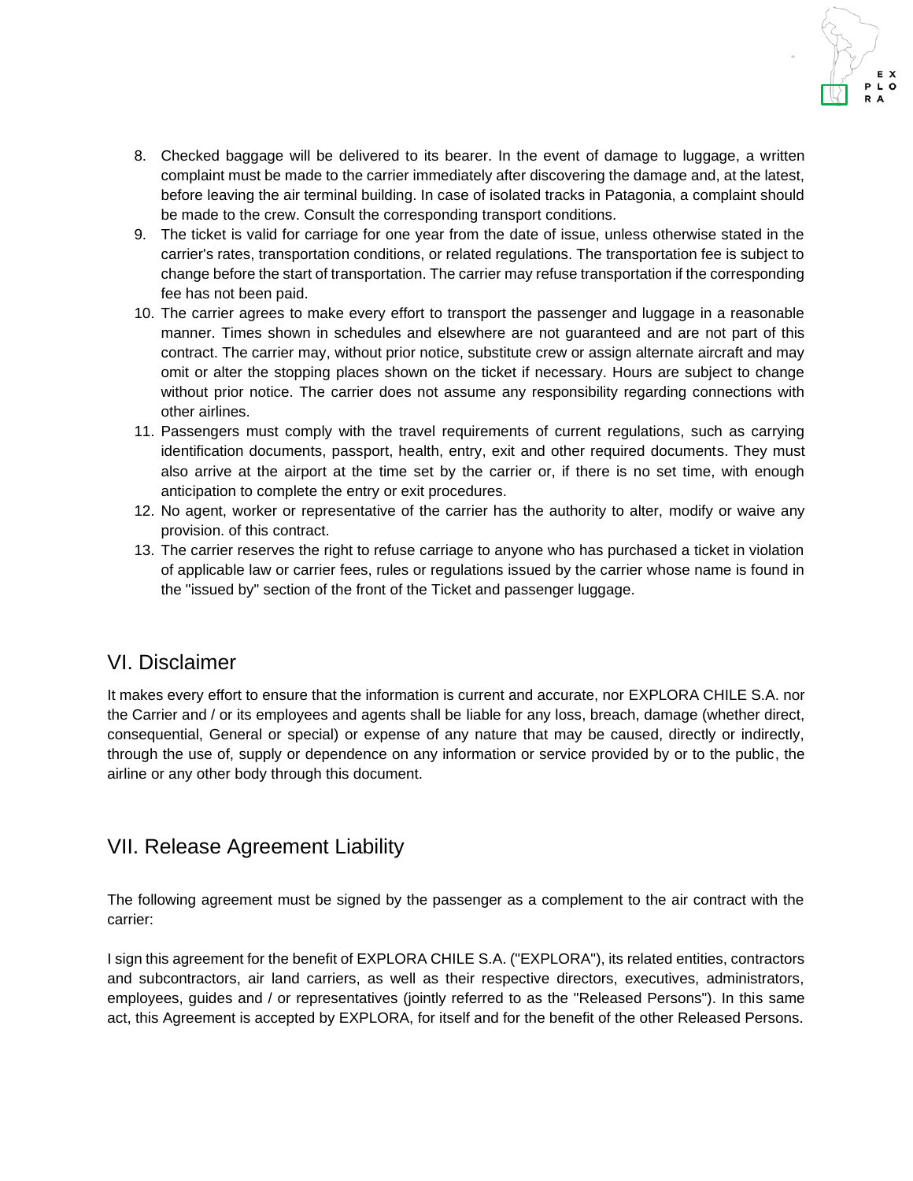8. Checked baggage will be delivered to its bearer. In the event of damage to luggage, a written complaint must be made to the carrier immediately after discovering the damage and, at the latest, before leaving the air terminal building. In case of isolated tracks in Patagonia, a complaint should be made to the crew. Consult the corresponding transport conditions.
9. The ticket is valid for carriage for one year from the date of issue, unless otherwise stated in the carrier's rates, transportation conditions, or related regulations. The transportation fee is subject to change before the start of transportation. The carrier may refuse transportation if the corresponding fee has not been paid.
10. The carrier agrees to make every effort to transport the passenger and luggage in a reasonable manner. Times shown in schedules and elsewhere are not guaranteed and are not part of this contract. The carrier may, without prior notice, substitute crew or assign alternate aircraft and may omit or alter the stopping places shown on the ticket if necessary. Hours are subject to change without prior notice. The carrier does not assume any responsibility regarding connections with other airlines.
11. Passengers must comply with the travel requirements of current regulations, such as carrying identification documents, passport, health, entry, exit and other required documents. They must also arrive at the airport at the time set by the carrier or, if there is no set time, with enough anticipation to complete the entry or exit procedures.
12. No agent, worker or representative of the carrier has the authority to alter, modify or waive any provision. of this contract.
13. The carrier reserves the right to refuse carriage to anyone who has purchased a ticket in violation of applicable law or carrier fees, rules or regulations issued by the carrier whose name is found in the "issued by" section of the front of the Ticket and passenger luggage.

## VI. Disclaimer

It makes every effort to ensure that the information is current and accurate, nor EXPLORA CHILE S.A. nor the Carrier and / or its employees and agents shall be liable for any loss, breach, damage (whether direct, consequential, General or special) or expense of any nature that may be caused, directly or indirectly, through the use of, supply or dependence on any information or service provided by or to the public, the airline or any other body through this document.

## VII. Release Agreement Liability

The following agreement must be signed by the passenger as a complement to the air contract with the carrier:

I sign this agreement for the benefit of EXPLORA CHILE S.A. ("EXPLORA"), its related entities, contractors and subcontractors, air land carriers, as well as their respective directors, executives, administrators, employees, guides and / or representatives (jointly referred to as the "Released Persons"). In this same act, this Agreement is accepted by EXPLORA, for itself and for the benefit of the other Released Persons.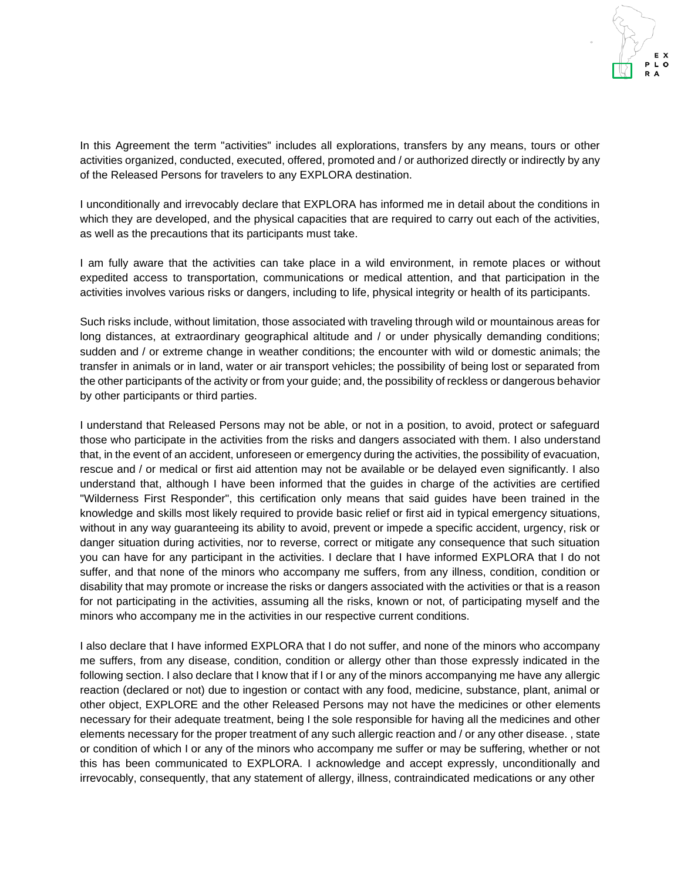In this Agreement the term "activities" includes all explorations, transfers by any means, tours or other activities organized, conducted, executed, offered, promoted and / or authorized directly or indirectly by any of the Released Persons for travelers to any EXPLORA destination.

I unconditionally and irrevocably declare that EXPLORA has informed me in detail about the conditions in which they are developed, and the physical capacities that are required to carry out each of the activities, as well as the precautions that its participants must take.

I am fully aware that the activities can take place in a wild environment, in remote places or without expedited access to transportation, communications or medical attention, and that participation in the activities involves various risks or dangers, including to life, physical integrity or health of its participants.

Such risks include, without limitation, those associated with traveling through wild or mountainous areas for long distances, at extraordinary geographical altitude and / or under physically demanding conditions; sudden and / or extreme change in weather conditions; the encounter with wild or domestic animals; the transfer in animals or in land, water or air transport vehicles; the possibility of being lost or separated from the other participants of the activity or from your guide; and, the possibility of reckless or dangerous behavior by other participants or third parties.

I understand that Released Persons may not be able, or not in a position, to avoid, protect or safeguard those who participate in the activities from the risks and dangers associated with them. I also understand that, in the event of an accident, unforeseen or emergency during the activities, the possibility of evacuation, rescue and / or medical or first aid attention may not be available or be delayed even significantly. I also understand that, although I have been informed that the guides in charge of the activities are certified "Wilderness First Responder", this certification only means that said guides have been trained in the knowledge and skills most likely required to provide basic relief or first aid in typical emergency situations, without in any way guaranteeing its ability to avoid, prevent or impede a specific accident, urgency, risk or danger situation during activities, nor to reverse, correct or mitigate any consequence that such situation you can have for any participant in the activities. I declare that I have informed EXPLORA that I do not suffer, and that none of the minors who accompany me suffers, from any illness, condition, condition or disability that may promote or increase the risks or dangers associated with the activities or that is a reason for not participating in the activities, assuming all the risks, known or not, of participating myself and the minors who accompany me in the activities in our respective current conditions.

I also declare that I have informed EXPLORA that I do not suffer, and none of the minors who accompany me suffers, from any disease, condition, condition or allergy other than those expressly indicated in the following section. I also declare that I know that if I or any of the minors accompanying me have any allergic reaction (declared or not) due to ingestion or contact with any food, medicine, substance, plant, animal or other object, EXPLORE and the other Released Persons may not have the medicines or other elements necessary for their adequate treatment, being I the sole responsible for having all the medicines and other elements necessary for the proper treatment of any such allergic reaction and / or any other disease. , state or condition of which I or any of the minors who accompany me suffer or may be suffering, whether or not this has been communicated to EXPLORA. I acknowledge and accept expressly, unconditionally and irrevocably, consequently, that any statement of allergy, illness, contraindicated medications or any other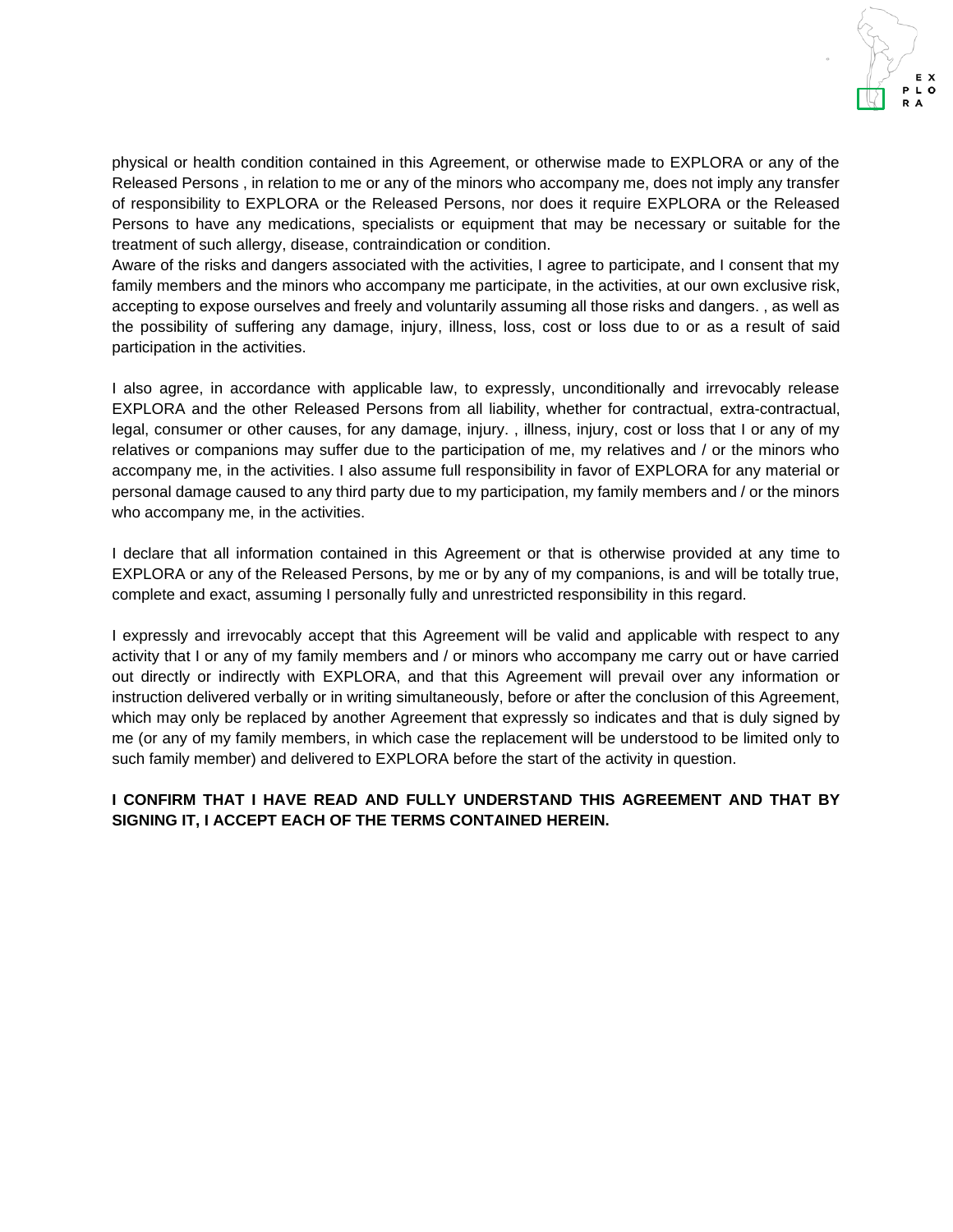physical or health condition contained in this Agreement, or otherwise made to EXPLORA or any of the Released Persons , in relation to me or any of the minors who accompany me, does not imply any transfer of responsibility to EXPLORA or the Released Persons, nor does it require EXPLORA or the Released Persons to have any medications, specialists or equipment that may be necessary or suitable for the treatment of such allergy, disease, contraindication or condition.
Aware of the risks and dangers associated with the activities, I agree to participate, and I consent that my family members and the minors who accompany me participate, in the activities, at our own exclusive risk, accepting to expose ourselves and freely and voluntarily assuming all those risks and dangers. , as well as the possibility of suffering any damage, injury, illness, loss, cost or loss due to or as a result of said participation in the activities.

I also agree, in accordance with applicable law, to expressly, unconditionally and irrevocably release EXPLORA and the other Released Persons from all liability, whether for contractual, extra-contractual, legal, consumer or other causes, for any damage, injury. , illness, injury, cost or loss that I or any of my relatives or companions may suffer due to the participation of me, my relatives and / or the minors who accompany me, in the activities. I also assume full responsibility in favor of EXPLORA for any material or personal damage caused to any third party due to my participation, my family members and / or the minors who accompany me, in the activities.

I declare that all information contained in this Agreement or that is otherwise provided at any time to EXPLORA or any of the Released Persons, by me or by any of my companions, is and will be totally true, complete and exact, assuming I personally fully and unrestricted responsibility in this regard.

I expressly and irrevocably accept that this Agreement will be valid and applicable with respect to any activity that I or any of my family members and / or minors who accompany me carry out or have carried out directly or indirectly with EXPLORA, and that this Agreement will prevail over any information or instruction delivered verbally or in writing simultaneously, before or after the conclusion of this Agreement, which may only be replaced by another Agreement that expressly so indicates and that is duly signed by me (or any of my family members, in which case the replacement will be understood to be limited only to such family member) and delivered to EXPLORA before the start of the activity in question.

**I CONFIRM THAT I HAVE READ AND FULLY UNDERSTAND THIS AGREEMENT AND THAT BY SIGNING IT, I ACCEPT EACH OF THE TERMS CONTAINED HEREIN.**